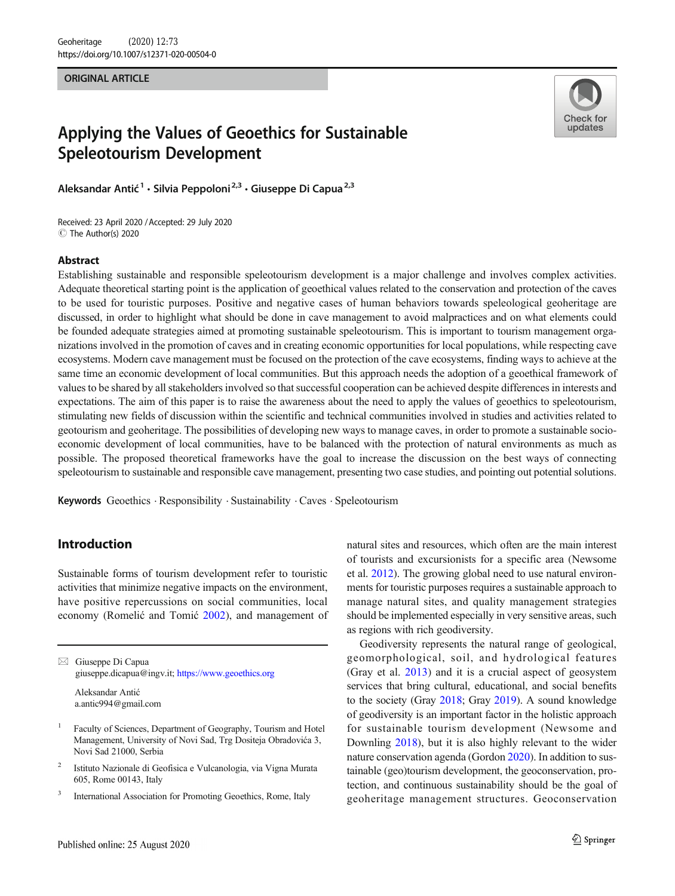ORIGINAL ARTICLE

# Applying the Values of Geoethics for Sustainable Speleotourism Development

Aleksandar Antić[1] · Silvia Peppoloni[2,3] · Giuseppe Di Capua[2,3]

Received: 23 April 2020 / Accepted: 29 July 2020
© The Author(s) 2020

## Abstract

Establishing sustainable and responsible speleotourism development is a major challenge and involves complex activities. Adequate theoretical starting point is the application of geoethical values related to the conservation and protection of the caves to be used for touristic purposes. Positive and negative cases of human behaviors towards speleological geoheritage are discussed, in order to highlight what should be done in cave management to avoid malpractices and on what elements could be founded adequate strategies aimed at promoting sustainable speleotourism. This is important to tourism management organizations involved in the promotion of caves and in creating economic opportunities for local populations, while respecting cave ecosystems. Modern cave management must be focused on the protection of the cave ecosystems, finding ways to achieve at the same time an economic development of local communities. But this approach needs the adoption of a geoethical framework of values to be shared by all stakeholders involved so that successful cooperation can be achieved despite differences in interests and expectations. The aim of this paper is to raise the awareness about the need to apply the values of geoethics to speleotourism, stimulating new fields of discussion within the scientific and technical communities involved in studies and activities related to geotourism and geoheritage. The possibilities of developing new ways to manage caves, in order to promote a sustainable socio-economic development of local communities, have to be balanced with the protection of natural environments as much as possible. The proposed theoretical frameworks have the goal to increase the discussion on the best ways of connecting speleotourism to sustainable and responsible cave management, presenting two case studies, and pointing out potential solutions.

**Keywords** Geoethics · Responsibility · Sustainability · Caves · Speleotourism

## Introduction

Sustainable forms of tourism development refer to touristic activities that minimize negative impacts on the environment, have positive repercussions on social communities, local economy (Romelić and Tomić 2002), and management of natural sites and resources, which often are the main interest of tourists and excursionists for a specific area (Newsome et al. 2012). The growing global need to use natural environments for touristic purposes requires a sustainable approach to manage natural sites, and quality management strategies should be implemented especially in very sensitive areas, such as regions with rich geodiversity.

Geodiversity represents the natural range of geological, geomorphological, soil, and hydrological features (Gray et al. 2013) and it is a crucial aspect of geosystem services that bring cultural, educational, and social benefits to the society (Gray 2018; Gray 2019). A sound knowledge of geodiversity is an important factor in the holistic approach for sustainable tourism development (Newsome and Downling 2018), but it is also highly relevant to the wider nature conservation agenda (Gordon 2020). In addition to sustainable (geo)tourism development, the geoconservation, protection, and continuous sustainability should be the goal of geoheritage management structures. Geoconservation

---

✉ Giuseppe Di Capua
giuseppe.dicapua@ingv.it; https://www.geoethics.org

Aleksandar Antić
a.antic994@gmail.com

[1] Faculty of Sciences, Department of Geography, Tourism and Hotel Management, University of Novi Sad, Trg Dositeja Obradovića 3, Novi Sad 21000, Serbia

[2] Istituto Nazionale di Geofisica e Vulcanologia, via Vigna Murata 605, Rome 00143, Italy

[3] International Association for Promoting Geoethics, Rome, Italy

Published online: 25 August 2020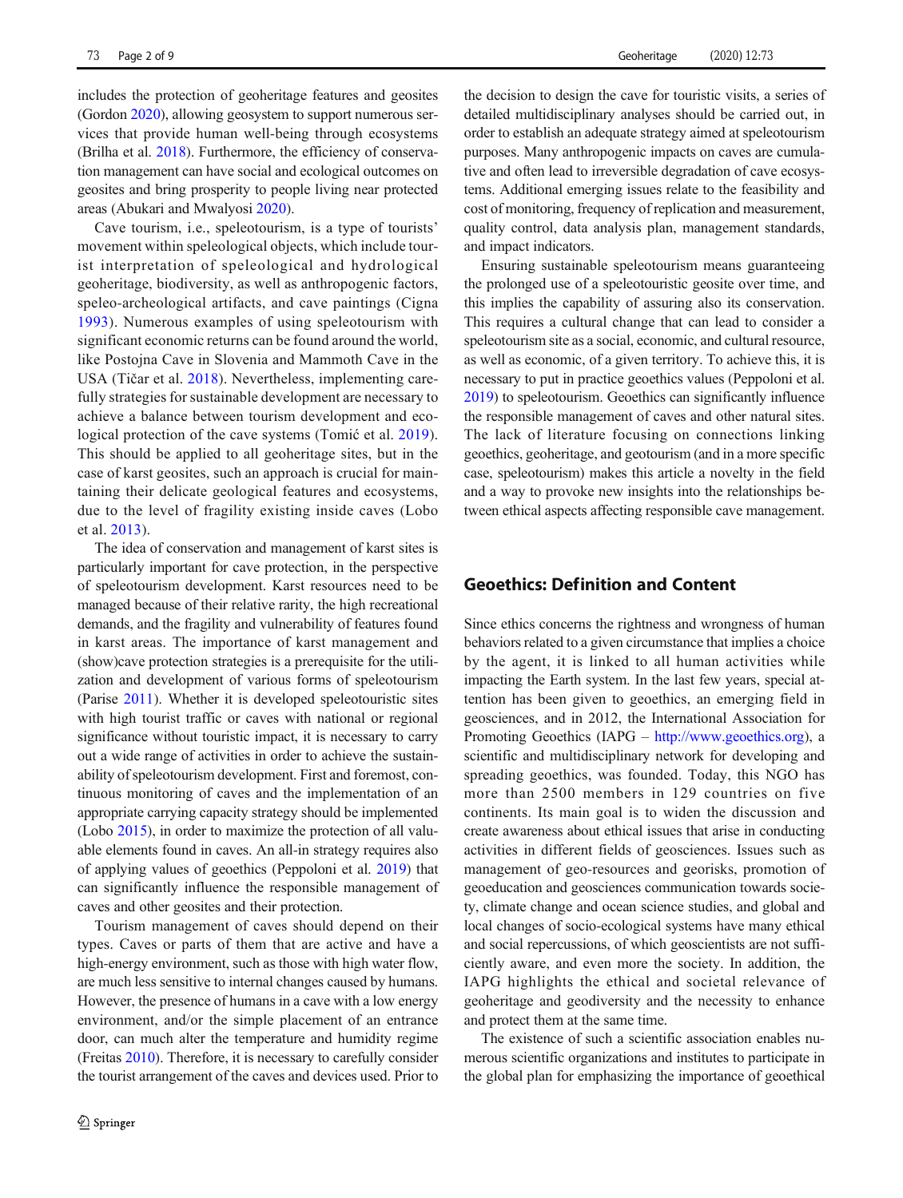includes the protection of geoheritage features and geosites (Gordon 2020), allowing geosystem to support numerous services that provide human well-being through ecosystems (Brilha et al. 2018). Furthermore, the efficiency of conservation management can have social and ecological outcomes on geosites and bring prosperity to people living near protected areas (Abukari and Mwalyosi 2020).

Cave tourism, i.e., speleotourism, is a type of tourists' movement within speleological objects, which include tourist interpretation of speleological and hydrological geoheritage, biodiversity, as well as anthropogenic factors, speleo-archeological artifacts, and cave paintings (Cigna 1993). Numerous examples of using speleotourism with significant economic returns can be found around the world, like Postojna Cave in Slovenia and Mammoth Cave in the USA (Tičar et al. 2018). Nevertheless, implementing carefully strategies for sustainable development are necessary to achieve a balance between tourism development and ecological protection of the cave systems (Tomić et al. 2019). This should be applied to all geoheritage sites, but in the case of karst geosites, such an approach is crucial for maintaining their delicate geological features and ecosystems, due to the level of fragility existing inside caves (Lobo et al. 2013).

The idea of conservation and management of karst sites is particularly important for cave protection, in the perspective of speleotourism development. Karst resources need to be managed because of their relative rarity, the high recreational demands, and the fragility and vulnerability of features found in karst areas. The importance of karst management and (show)cave protection strategies is a prerequisite for the utilization and development of various forms of speleotourism (Parise 2011). Whether it is developed speleotouristic sites with high tourist traffic or caves with national or regional significance without touristic impact, it is necessary to carry out a wide range of activities in order to achieve the sustainability of speleotourism development. First and foremost, continuous monitoring of caves and the implementation of an appropriate carrying capacity strategy should be implemented (Lobo 2015), in order to maximize the protection of all valuable elements found in caves. An all-in strategy requires also of applying values of geoethics (Peppoloni et al. 2019) that can significantly influence the responsible management of caves and other geosites and their protection.

Tourism management of caves should depend on their types. Caves or parts of them that are active and have a high-energy environment, such as those with high water flow, are much less sensitive to internal changes caused by humans. However, the presence of humans in a cave with a low energy environment, and/or the simple placement of an entrance door, can much alter the temperature and humidity regime (Freitas 2010). Therefore, it is necessary to carefully consider the tourist arrangement of the caves and devices used. Prior to the decision to design the cave for touristic visits, a series of detailed multidisciplinary analyses should be carried out, in order to establish an adequate strategy aimed at speleotourism purposes. Many anthropogenic impacts on caves are cumulative and often lead to irreversible degradation of cave ecosystems. Additional emerging issues relate to the feasibility and cost of monitoring, frequency of replication and measurement, quality control, data analysis plan, management standards, and impact indicators.

Ensuring sustainable speleotourism means guaranteeing the prolonged use of a speleotouristic geosite over time, and this implies the capability of assuring also its conservation. This requires a cultural change that can lead to consider a speleotourism site as a social, economic, and cultural resource, as well as economic, of a given territory. To achieve this, it is necessary to put in practice geoethics values (Peppoloni et al. 2019) to speleotourism. Geoethics can significantly influence the responsible management of caves and other natural sites. The lack of literature focusing on connections linking geoethics, geoheritage, and geotourism (and in a more specific case, speleotourism) makes this article a novelty in the field and a way to provoke new insights into the relationships between ethical aspects affecting responsible cave management.

## Geoethics: Definition and Content

Since ethics concerns the rightness and wrongness of human behaviors related to a given circumstance that implies a choice by the agent, it is linked to all human activities while impacting the Earth system. In the last few years, special attention has been given to geoethics, an emerging field in geosciences, and in 2012, the International Association for Promoting Geoethics (IAPG – http://www.geoethics.org), a scientific and multidisciplinary network for developing and spreading geoethics, was founded. Today, this NGO has more than 2500 members in 129 countries on five continents. Its main goal is to widen the discussion and create awareness about ethical issues that arise in conducting activities in different fields of geosciences. Issues such as management of geo-resources and georisks, promotion of geoeducation and geosciences communication towards society, climate change and ocean science studies, and global and local changes of socio-ecological systems have many ethical and social repercussions, of which geoscientists are not sufficiently aware, and even more the society. In addition, the IAPG highlights the ethical and societal relevance of geoheritage and geodiversity and the necessity to enhance and protect them at the same time.

The existence of such a scientific association enables numerous scientific organizations and institutes to participate in the global plan for emphasizing the importance of geoethical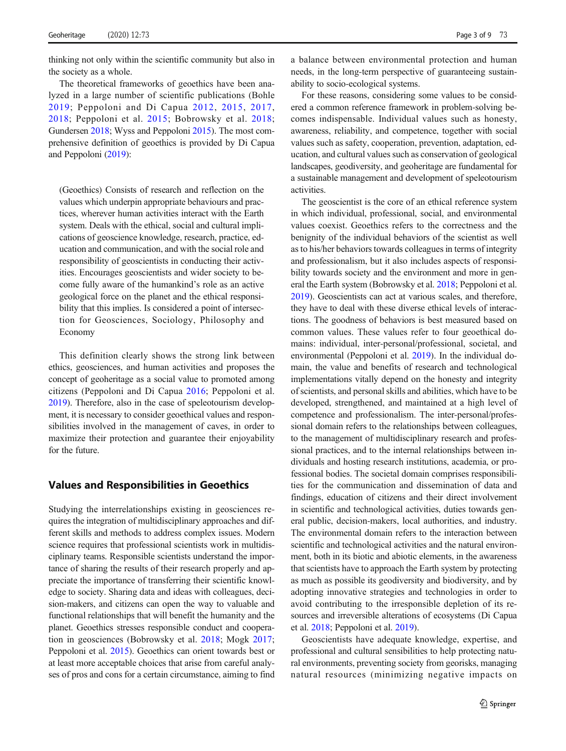thinking not only within the scientific community but also in the society as a whole.

The theoretical frameworks of geoethics have been analyzed in a large number of scientific publications (Bohle 2019; Peppoloni and Di Capua 2012, 2015, 2017, 2018; Peppoloni et al. 2015; Bobrowsky et al. 2018; Gundersen 2018; Wyss and Peppoloni 2015). The most comprehensive definition of geoethics is provided by Di Capua and Peppoloni (2019):

> (Geoethics) Consists of research and reflection on the values which underpin appropriate behaviours and practices, wherever human activities interact with the Earth system. Deals with the ethical, social and cultural implications of geoscience knowledge, research, practice, education and communication, and with the social role and responsibility of geoscientists in conducting their activities. Encourages geoscientists and wider society to become fully aware of the humankind's role as an active geological force on the planet and the ethical responsibility that this implies. Is considered a point of intersection for Geosciences, Sociology, Philosophy and Economy

This definition clearly shows the strong link between ethics, geosciences, and human activities and proposes the concept of geoheritage as a social value to promoted among citizens (Peppoloni and Di Capua 2016; Peppoloni et al. 2019). Therefore, also in the case of speleotourism development, it is necessary to consider geoethical values and responsibilities involved in the management of caves, in order to maximize their protection and guarantee their enjoyability for the future.

## Values and Responsibilities in Geoethics

Studying the interrelationships existing in geosciences requires the integration of multidisciplinary approaches and different skills and methods to address complex issues. Modern science requires that professional scientists work in multidisciplinary teams. Responsible scientists understand the importance of sharing the results of their research properly and appreciate the importance of transferring their scientific knowledge to society. Sharing data and ideas with colleagues, decision-makers, and citizens can open the way to valuable and functional relationships that will benefit the humanity and the planet. Geoethics stresses responsible conduct and cooperation in geosciences (Bobrowsky et al. 2018; Mogk 2017; Peppoloni et al. 2015). Geoethics can orient towards best or at least more acceptable choices that arise from careful analyses of pros and cons for a certain circumstance, aiming to find a balance between environmental protection and human needs, in the long-term perspective of guaranteeing sustainability to socio-ecological systems.

For these reasons, considering some values to be considered a common reference framework in problem-solving becomes indispensable. Individual values such as honesty, awareness, reliability, and competence, together with social values such as safety, cooperation, prevention, adaptation, education, and cultural values such as conservation of geological landscapes, geodiversity, and geoheritage are fundamental for a sustainable management and development of speleotourism activities.

The geoscientist is the core of an ethical reference system in which individual, professional, social, and environmental values coexist. Geoethics refers to the correctness and the benignity of the individual behaviors of the scientist as well as to his/her behaviors towards colleagues in terms of integrity and professionalism, but it also includes aspects of responsibility towards society and the environment and more in general the Earth system (Bobrowsky et al. 2018; Peppoloni et al. 2019). Geoscientists can act at various scales, and therefore, they have to deal with these diverse ethical levels of interactions. The goodness of behaviors is best measured based on common values. These values refer to four geoethical domains: individual, inter-personal/professional, societal, and environmental (Peppoloni et al. 2019). In the individual domain, the value and benefits of research and technological implementations vitally depend on the honesty and integrity of scientists, and personal skills and abilities, which have to be developed, strengthened, and maintained at a high level of competence and professionalism. The inter-personal/professional domain refers to the relationships between colleagues, to the management of multidisciplinary research and professional practices, and to the internal relationships between individuals and hosting research institutions, academia, or professional bodies. The societal domain comprises responsibilities for the communication and dissemination of data and findings, education of citizens and their direct involvement in scientific and technological activities, duties towards general public, decision-makers, local authorities, and industry. The environmental domain refers to the interaction between scientific and technological activities and the natural environment, both in its biotic and abiotic elements, in the awareness that scientists have to approach the Earth system by protecting as much as possible its geodiversity and biodiversity, and by adopting innovative strategies and technologies in order to avoid contributing to the irresponsible depletion of its resources and irreversible alterations of ecosystems (Di Capua et al. 2018; Peppoloni et al. 2019).

Geoscientists have adequate knowledge, expertise, and professional and cultural sensibilities to help protecting natural environments, preventing society from georisks, managing natural resources (minimizing negative impacts on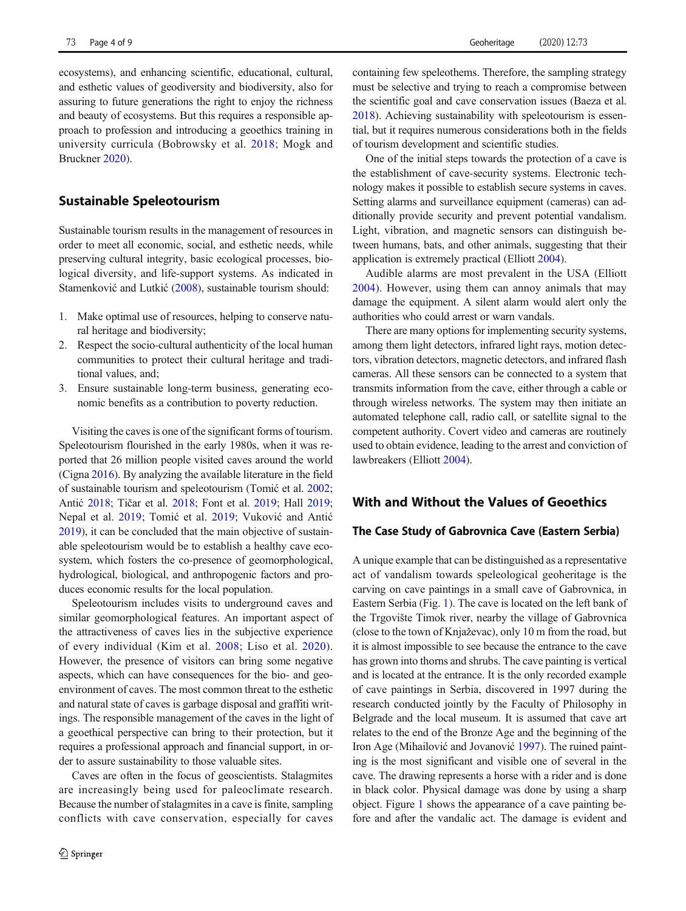ecosystems), and enhancing scientific, educational, cultural, and esthetic values of geodiversity and biodiversity, also for assuring to future generations the right to enjoy the richness and beauty of ecosystems. But this requires a responsible approach to profession and introducing a geoethics training in university curricula (Bobrowsky et al. 2018; Mogk and Bruckner 2020).

## Sustainable Speleotourism

Sustainable tourism results in the management of resources in order to meet all economic, social, and esthetic needs, while preserving cultural integrity, basic ecological processes, biological diversity, and life-support systems. As indicated in Stamenković and Lutkić (2008), sustainable tourism should:

1. Make optimal use of resources, helping to conserve natural heritage and biodiversity;
2. Respect the socio-cultural authenticity of the local human communities to protect their cultural heritage and traditional values, and;
3. Ensure sustainable long-term business, generating economic benefits as a contribution to poverty reduction.

Visiting the caves is one of the significant forms of tourism. Speleotourism flourished in the early 1980s, when it was reported that 26 million people visited caves around the world (Cigna 2016). By analyzing the available literature in the field of sustainable tourism and speleotourism (Tomić et al. 2002; Antić 2018; Tičar et al. 2018; Font et al. 2019; Hall 2019; Nepal et al. 2019; Tomić et al. 2019; Vuković and Antić 2019), it can be concluded that the main objective of sustainable speleotourism would be to establish a healthy cave ecosystem, which fosters the co-presence of geomorphological, hydrological, biological, and anthropogenic factors and produces economic results for the local population.

Speleotourism includes visits to underground caves and similar geomorphological features. An important aspect of the attractiveness of caves lies in the subjective experience of every individual (Kim et al. 2008; Liso et al. 2020). However, the presence of visitors can bring some negative aspects, which can have consequences for the bio- and geoenvironment of caves. The most common threat to the esthetic and natural state of caves is garbage disposal and graffiti writings. The responsible management of the caves in the light of a geoethical perspective can bring to their protection, but it requires a professional approach and financial support, in order to assure sustainability to those valuable sites.

Caves are often in the focus of geoscientists. Stalagmites are increasingly being used for paleoclimate research. Because the number of stalagmites in a cave is finite, sampling conflicts with cave conservation, especially for caves containing few speleothems. Therefore, the sampling strategy must be selective and trying to reach a compromise between the scientific goal and cave conservation issues (Baeza et al. 2018). Achieving sustainability with speleotourism is essential, but it requires numerous considerations both in the fields of tourism development and scientific studies.

One of the initial steps towards the protection of a cave is the establishment of cave-security systems. Electronic technology makes it possible to establish secure systems in caves. Setting alarms and surveillance equipment (cameras) can additionally provide security and prevent potential vandalism. Light, vibration, and magnetic sensors can distinguish between humans, bats, and other animals, suggesting that their application is extremely practical (Elliott 2004).

Audible alarms are most prevalent in the USA (Elliott 2004). However, using them can annoy animals that may damage the equipment. A silent alarm would alert only the authorities who could arrest or warn vandals.

There are many options for implementing security systems, among them light detectors, infrared light rays, motion detectors, vibration detectors, magnetic detectors, and infrared flash cameras. All these sensors can be connected to a system that transmits information from the cave, either through a cable or through wireless networks. The system may then initiate an automated telephone call, radio call, or satellite signal to the competent authority. Covert video and cameras are routinely used to obtain evidence, leading to the arrest and conviction of lawbreakers (Elliott 2004).

## With and Without the Values of Geoethics

### The Case Study of Gabrovnica Cave (Eastern Serbia)

A unique example that can be distinguished as a representative act of vandalism towards speleological geoheritage is the carving on cave paintings in a small cave of Gabrovnica, in Eastern Serbia (Fig. 1). The cave is located on the left bank of the Trgovište Timok river, nearby the village of Gabrovnica (close to the town of Knjaževac), only 10 m from the road, but it is almost impossible to see because the entrance to the cave has grown into thorns and shrubs. The cave painting is vertical and is located at the entrance. It is the only recorded example of cave paintings in Serbia, discovered in 1997 during the research conducted jointly by the Faculty of Philosophy in Belgrade and the local museum. It is assumed that cave art relates to the end of the Bronze Age and the beginning of the Iron Age (Mihailović and Jovanović 1997). The ruined painting is the most significant and visible one of several in the cave. The drawing represents a horse with a rider and is done in black color. Physical damage was done by using a sharp object. Figure 1 shows the appearance of a cave painting before and after the vandalic act. The damage is evident and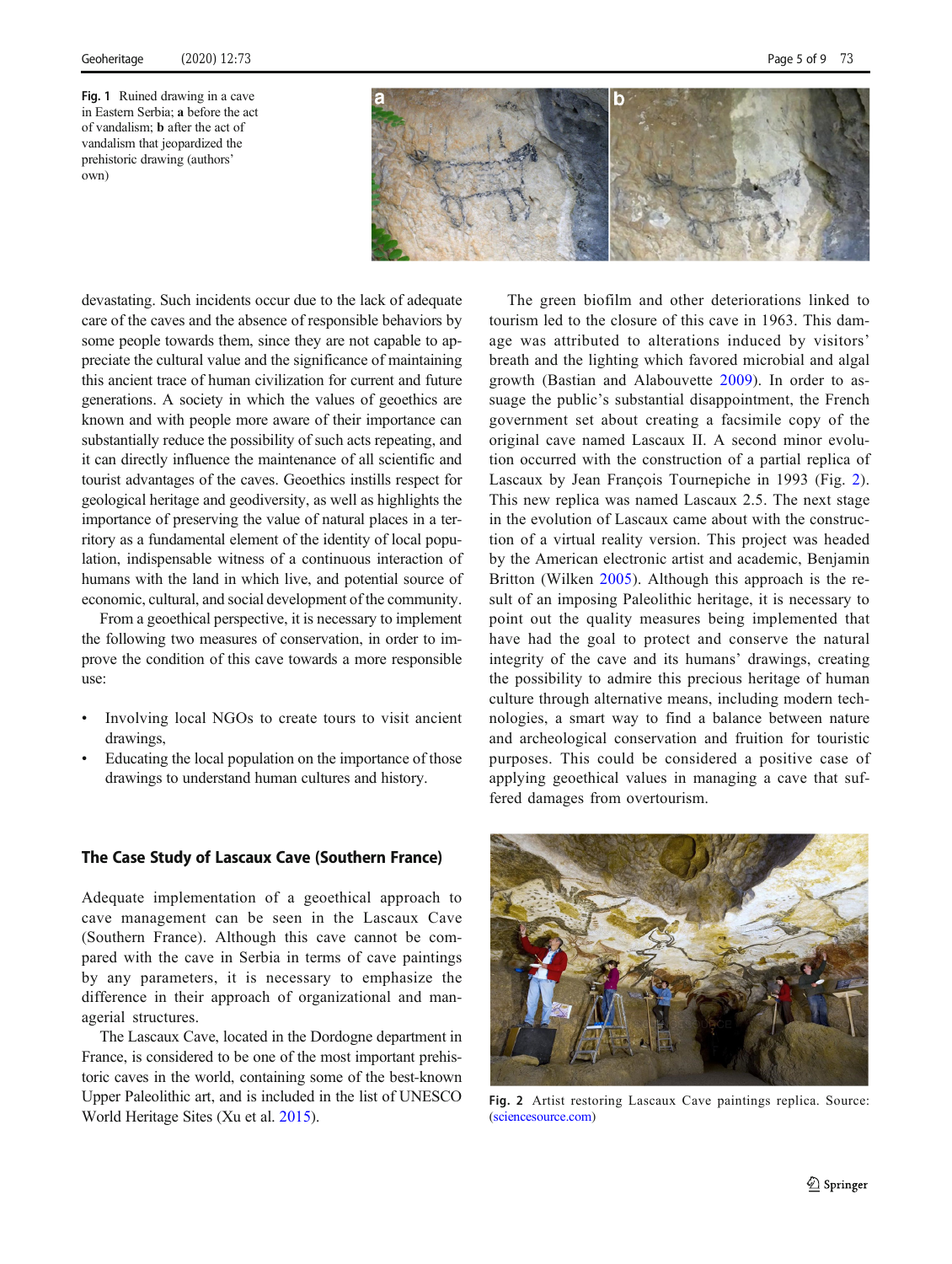Fig. 1 Ruined drawing in a cave in Eastern Serbia; **a** before the act of vandalism; **b** after the act of vandalism that jeopardized the prehistoric drawing (authors' own)

devastating. Such incidents occur due to the lack of adequate care of the caves and the absence of responsible behaviors by some people towards them, since they are not capable to appreciate the cultural value and the significance of maintaining this ancient trace of human civilization for current and future generations. A society in which the values of geoethics are known and with people more aware of their importance can substantially reduce the possibility of such acts repeating, and it can directly influence the maintenance of all scientific and tourist advantages of the caves. Geoethics instills respect for geological heritage and geodiversity, as well as highlights the importance of preserving the value of natural places in a territory as a fundamental element of the identity of local population, indispensable witness of a continuous interaction of humans with the land in which live, and potential source of economic, cultural, and social development of the community.

From a geoethical perspective, it is necessary to implement the following two measures of conservation, in order to improve the condition of this cave towards a more responsible use:

- Involving local NGOs to create tours to visit ancient drawings,
- Educating the local population on the importance of those drawings to understand human cultures and history.

## The Case Study of Lascaux Cave (Southern France)

Adequate implementation of a geoethical approach to cave management can be seen in the Lascaux Cave (Southern France). Although this cave cannot be compared with the cave in Serbia in terms of cave paintings by any parameters, it is necessary to emphasize the difference in their approach of organizational and managerial structures.

The Lascaux Cave, located in the Dordogne department in France, is considered to be one of the most important prehistoric caves in the world, containing some of the best-known Upper Paleolithic art, and is included in the list of UNESCO World Heritage Sites (Xu et al. 2015).

The green biofilm and other deteriorations linked to tourism led to the closure of this cave in 1963. This damage was attributed to alterations induced by visitors' breath and the lighting which favored microbial and algal growth (Bastian and Alabouvette 2009). In order to assuage the public's substantial disappointment, the French government set about creating a facsimile copy of the original cave named Lascaux II. A second minor evolution occurred with the construction of a partial replica of Lascaux by Jean François Tournepiche in 1993 (Fig. 2). This new replica was named Lascaux 2.5. The next stage in the evolution of Lascaux came about with the construction of a virtual reality version. This project was headed by the American electronic artist and academic, Benjamin Britton (Wilken 2005). Although this approach is the result of an imposing Paleolithic heritage, it is necessary to point out the quality measures being implemented that have had the goal to protect and conserve the natural integrity of the cave and its humans' drawings, creating the possibility to admire this precious heritage of human culture through alternative means, including modern technologies, a smart way to find a balance between nature and archeological conservation and fruition for touristic purposes. This could be considered a positive case of applying geoethical values in managing a cave that suffered damages from overtourism.

Fig. 2 Artist restoring Lascaux Cave paintings replica. Source: (sciencesource.com)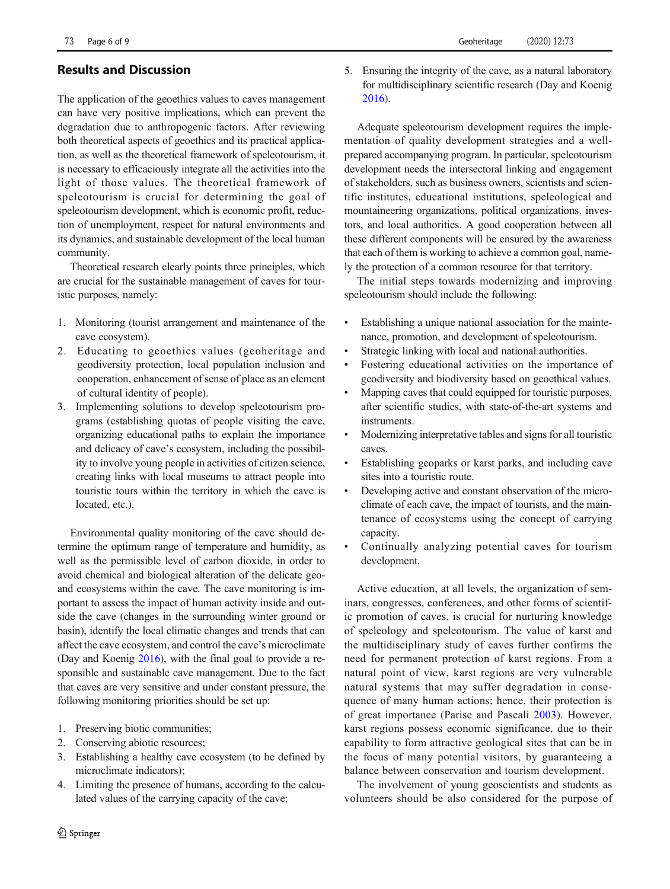## Results and Discussion

The application of the geoethics values to caves management can have very positive implications, which can prevent the degradation due to anthropogenic factors. After reviewing both theoretical aspects of geoethics and its practical application, as well as the theoretical framework of speleotourism, it is necessary to efficaciously integrate all the activities into the light of those values. The theoretical framework of speleotourism is crucial for determining the goal of speleotourism development, which is economic profit, reduction of unemployment, respect for natural environments and its dynamics, and sustainable development of the local human community.

Theoretical research clearly points three principles, which are crucial for the sustainable management of caves for touristic purposes, namely:

1. Monitoring (tourist arrangement and maintenance of the cave ecosystem).
2. Educating to geoethics values (geoheritage and geodiversity protection, local population inclusion and cooperation, enhancement of sense of place as an element of cultural identity of people).
3. Implementing solutions to develop speleotourism programs (establishing quotas of people visiting the cave, organizing educational paths to explain the importance and delicacy of cave's ecosystem, including the possibility to involve young people in activities of citizen science, creating links with local museums to attract people into touristic tours within the territory in which the cave is located, etc.).

Environmental quality monitoring of the cave should determine the optimum range of temperature and humidity, as well as the permissible level of carbon dioxide, in order to avoid chemical and biological alteration of the delicate geo- and ecosystems within the cave. The cave monitoring is important to assess the impact of human activity inside and outside the cave (changes in the surrounding winter ground or basin), identify the local climatic changes and trends that can affect the cave ecosystem, and control the cave's microclimate (Day and Koenig 2016), with the final goal to provide a responsible and sustainable cave management. Due to the fact that caves are very sensitive and under constant pressure, the following monitoring priorities should be set up:

1. Preserving biotic communities;
2. Conserving abiotic resources;
3. Establishing a healthy cave ecosystem (to be defined by microclimate indicators);
4. Limiting the presence of humans, according to the calculated values of the carrying capacity of the cave;
5. Ensuring the integrity of the cave, as a natural laboratory for multidisciplinary scientific research (Day and Koenig 2016).

Adequate speleotourism development requires the implementation of quality development strategies and a well-prepared accompanying program. In particular, speleotourism development needs the intersectoral linking and engagement of stakeholders, such as business owners, scientists and scientific institutes, educational institutions, speleological and mountaineering organizations, political organizations, investors, and local authorities. A good cooperation between all these different components will be ensured by the awareness that each of them is working to achieve a common goal, namely the protection of a common resource for that territory.

The initial steps towards modernizing and improving speleotourism should include the following:

- Establishing a unique national association for the maintenance, promotion, and development of speleotourism.
- Strategic linking with local and national authorities.
- Fostering educational activities on the importance of geodiversity and biodiversity based on geoethical values.
- Mapping caves that could equipped for touristic purposes, after scientific studies, with state-of-the-art systems and instruments.
- Modernizing interpretative tables and signs for all touristic caves.
- Establishing geoparks or karst parks, and including cave sites into a touristic route.
- Developing active and constant observation of the microclimate of each cave, the impact of tourists, and the maintenance of ecosystems using the concept of carrying capacity.
- Continually analyzing potential caves for tourism development.

Active education, at all levels, the organization of seminars, congresses, conferences, and other forms of scientific promotion of caves, is crucial for nurturing knowledge of speleology and speleotourism. The value of karst and the multidisciplinary study of caves further confirms the need for permanent protection of karst regions. From a natural point of view, karst regions are very vulnerable natural systems that may suffer degradation in consequence of many human actions; hence, their protection is of great importance (Parise and Pascali 2003). However, karst regions possess economic significance, due to their capability to form attractive geological sites that can be in the focus of many potential visitors, by guaranteeing a balance between conservation and tourism development.

The involvement of young geoscientists and students as volunteers should be also considered for the purpose of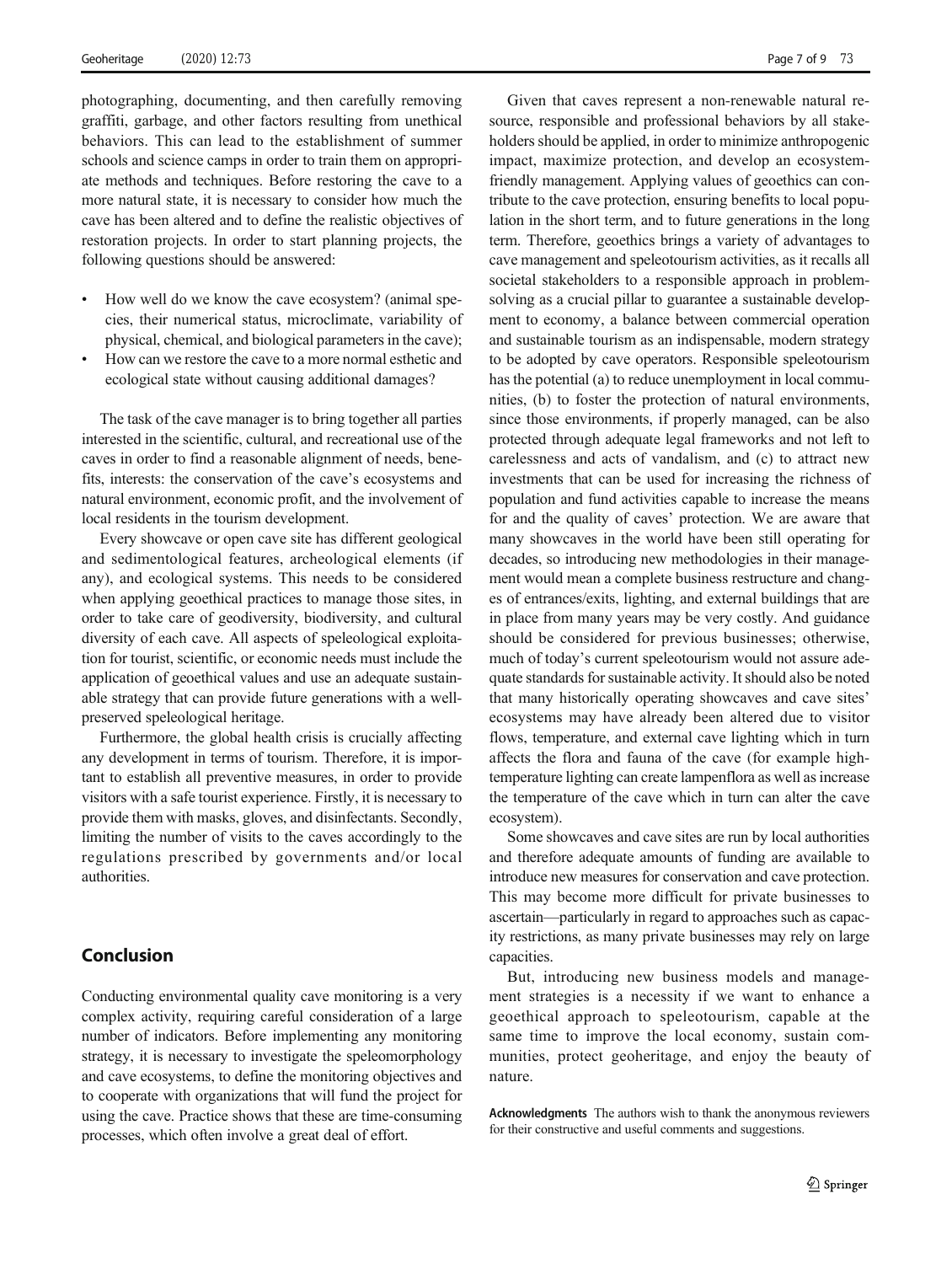photographing, documenting, and then carefully removing graffiti, garbage, and other factors resulting from unethical behaviors. This can lead to the establishment of summer schools and science camps in order to train them on appropriate methods and techniques. Before restoring the cave to a more natural state, it is necessary to consider how much the cave has been altered and to define the realistic objectives of restoration projects. In order to start planning projects, the following questions should be answered:

- How well do we know the cave ecosystem? (animal species, their numerical status, microclimate, variability of physical, chemical, and biological parameters in the cave);
- How can we restore the cave to a more normal esthetic and ecological state without causing additional damages?

The task of the cave manager is to bring together all parties interested in the scientific, cultural, and recreational use of the caves in order to find a reasonable alignment of needs, benefits, interests: the conservation of the cave's ecosystems and natural environment, economic profit, and the involvement of local residents in the tourism development.

Every showcave or open cave site has different geological and sedimentological features, archeological elements (if any), and ecological systems. This needs to be considered when applying geoethical practices to manage those sites, in order to take care of geodiversity, biodiversity, and cultural diversity of each cave. All aspects of speleological exploitation for tourist, scientific, or economic needs must include the application of geoethical values and use an adequate sustainable strategy that can provide future generations with a well-preserved speleological heritage.

Furthermore, the global health crisis is crucially affecting any development in terms of tourism. Therefore, it is important to establish all preventive measures, in order to provide visitors with a safe tourist experience. Firstly, it is necessary to provide them with masks, gloves, and disinfectants. Secondly, limiting the number of visits to the caves accordingly to the regulations prescribed by governments and/or local authorities.

## Conclusion

Conducting environmental quality cave monitoring is a very complex activity, requiring careful consideration of a large number of indicators. Before implementing any monitoring strategy, it is necessary to investigate the speleomorphology and cave ecosystems, to define the monitoring objectives and to cooperate with organizations that will fund the project for using the cave. Practice shows that these are time-consuming processes, which often involve a great deal of effort.

Given that caves represent a non-renewable natural resource, responsible and professional behaviors by all stakeholders should be applied, in order to minimize anthropogenic impact, maximize protection, and develop an ecosystem-friendly management. Applying values of geoethics can contribute to the cave protection, ensuring benefits to local population in the short term, and to future generations in the long term. Therefore, geoethics brings a variety of advantages to cave management and speleotourism activities, as it recalls all societal stakeholders to a responsible approach in problem-solving as a crucial pillar to guarantee a sustainable development to economy, a balance between commercial operation and sustainable tourism as an indispensable, modern strategy to be adopted by cave operators. Responsible speleotourism has the potential (a) to reduce unemployment in local communities, (b) to foster the protection of natural environments, since those environments, if properly managed, can be also protected through adequate legal frameworks and not left to carelessness and acts of vandalism, and (c) to attract new investments that can be used for increasing the richness of population and fund activities capable to increase the means for and the quality of caves' protection. We are aware that many showcaves in the world have been still operating for decades, so introducing new methodologies in their management would mean a complete business restructure and changes of entrances/exits, lighting, and external buildings that are in place from many years may be very costly. And guidance should be considered for previous businesses; otherwise, much of today's current speleotourism would not assure adequate standards for sustainable activity. It should also be noted that many historically operating showcaves and cave sites' ecosystems may have already been altered due to visitor flows, temperature, and external cave lighting which in turn affects the flora and fauna of the cave (for example high-temperature lighting can create lampenflora as well as increase the temperature of the cave which in turn can alter the cave ecosystem).

Some showcaves and cave sites are run by local authorities and therefore adequate amounts of funding are available to introduce new measures for conservation and cave protection. This may become more difficult for private businesses to ascertain—particularly in regard to approaches such as capacity restrictions, as many private businesses may rely on large capacities.

But, introducing new business models and management strategies is a necessity if we want to enhance a geoethical approach to speleotourism, capable at the same time to improve the local economy, sustain communities, protect geoheritage, and enjoy the beauty of nature.

**Acknowledgments** The authors wish to thank the anonymous reviewers for their constructive and useful comments and suggestions.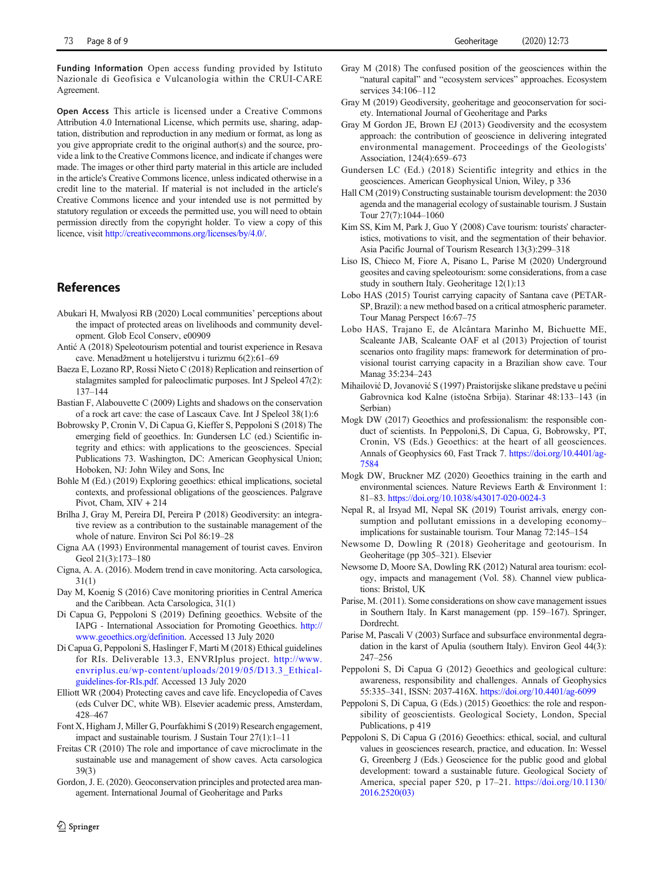**Funding Information** Open access funding provided by Istituto Nazionale di Geofisica e Vulcanologia within the CRUI-CARE Agreement.

**Open Access** This article is licensed under a Creative Commons Attribution 4.0 International License, which permits use, sharing, adaptation, distribution and reproduction in any medium or format, as long as you give appropriate credit to the original author(s) and the source, provide a link to the Creative Commons licence, and indicate if changes were made. The images or other third party material in this article are included in the article's Creative Commons licence, unless indicated otherwise in a credit line to the material. If material is not included in the article's Creative Commons licence and your intended use is not permitted by statutory regulation or exceeds the permitted use, you will need to obtain permission directly from the copyright holder. To view a copy of this licence, visit http://creativecommons.org/licenses/by/4.0/.

## References

Abukari H, Mwalyosi RB (2020) Local communities' perceptions about the impact of protected areas on livelihoods and community development. Glob Ecol Conserv, e00909

Antić A (2018) Speleotourism potential and tourist experience in Resava cave. Menadžment u hotelijerstvu i turizmu 6(2):61–69

Baeza E, Lozano RP, Rossi Nieto C (2018) Replication and reinsertion of stalagmites sampled for paleoclimatic purposes. Int J Speleol 47(2): 137–144

Bastian F, Alabouvette C (2009) Lights and shadows on the conservation of a rock art cave: the case of Lascaux Cave. Int J Speleol 38(1):6

Bobrowsky P, Cronin V, Di Capua G, Kieffer S, Peppoloni S (2018) The emerging field of geoethics. In: Gundersen LC (ed.) Scientific integrity and ethics: with applications to the geosciences. Special Publications 73. Washington, DC: American Geophysical Union; Hoboken, NJ: John Wiley and Sons, Inc

Bohle M (Ed.) (2019) Exploring geoethics: ethical implications, societal contexts, and professional obligations of the geosciences. Palgrave Pivot, Cham, XIV + 214

Brilha J, Gray M, Pereira DI, Pereira P (2018) Geodiversity: an integrative review as a contribution to the sustainable management of the whole of nature. Environ Sci Pol 86:19–28

Cigna AA (1993) Environmental management of tourist caves. Environ Geol 21(3):173–180

Cigna, A. A. (2016). Modern trend in cave monitoring. Acta carsologica, 31(1)

Day M, Koenig S (2016) Cave monitoring priorities in Central America and the Caribbean. Acta Carsologica, 31(1)

Di Capua G, Peppoloni S (2019) Defining geoethics. Website of the IAPG - International Association for Promoting Geoethics. http://www.geoethics.org/definition. Accessed 13 July 2020

Di Capua G, Peppoloni S, Haslinger F, Marti M (2018) Ethical guidelines for RIs. Deliverable 13.3, ENVRIplus project. http://www.envriplus.eu/wp-content/uploads/2019/05/D13.3_Ethical-guidelines-for-RIs.pdf. Accessed 13 July 2020

Elliott WR (2004) Protecting caves and cave life. Encyclopedia of Caves (eds Culver DC, white WB). Elsevier academic press, Amsterdam, 428–467

Font X, Higham J, Miller G, Pourfakhimi S (2019) Research engagement, impact and sustainable tourism. J Sustain Tour 27(1):1–11

Freitas CR (2010) The role and importance of cave microclimate in the sustainable use and management of show caves. Acta carsologica 39(3)

Gordon, J. E. (2020). Geoconservation principles and protected area management. International Journal of Geoheritage and Parks

Gray M (2018) The confused position of the geosciences within the "natural capital" and "ecosystem services" approaches. Ecosystem services 34:106–112

Gray M (2019) Geodiversity, geoheritage and geoconservation for society. International Journal of Geoheritage and Parks

Gray M Gordon JE, Brown EJ (2013) Geodiversity and the ecosystem approach: the contribution of geoscience in delivering integrated environmental management. Proceedings of the Geologists' Association, 124(4):659–673

Gundersen LC (Ed.) (2018) Scientific integrity and ethics in the geosciences. American Geophysical Union, Wiley, p 336

Hall CM (2019) Constructing sustainable tourism development: the 2030 agenda and the managerial ecology of sustainable tourism. J Sustain Tour 27(7):1044–1060

Kim SS, Kim M, Park J, Guo Y (2008) Cave tourism: tourists' characteristics, motivations to visit, and the segmentation of their behavior. Asia Pacific Journal of Tourism Research 13(3):299–318

Liso IS, Chieco M, Fiore A, Pisano L, Parise M (2020) Underground geosites and caving speleotourism: some considerations, from a case study in southern Italy. Geoheritage 12(1):13

Lobo HAS (2015) Tourist carrying capacity of Santana cave (PETAR-SP, Brazil): a new method based on a critical atmospheric parameter. Tour Manag Perspect 16:67–75

Lobo HAS, Trajano E, de Alcântara Marinho M, Bichuette ME, Scaleante JAB, Scaleante OAF et al (2013) Projection of tourist scenarios onto fragility maps: framework for determination of provisional tourist carrying capacity in a Brazilian show cave. Tour Manag 35:234–243

Mihailović D, Jovanović S (1997) Praistorijske slikane predstave u pećini Gabrovnica kod Kalne (istočna Srbija). Starinar 48:133–143 (in Serbian)

Mogk DW (2017) Geoethics and professionalism: the responsible conduct of scientists. In Peppoloni,S, Di Capua, G, Bobrowsky, PT, Cronin, VS (Eds.) Geoethics: at the heart of all geosciences. Annals of Geophysics 60, Fast Track 7. https://doi.org/10.4401/ag-7584

Mogk DW, Bruckner MZ (2020) Geoethics training in the earth and environmental sciences. Nature Reviews Earth & Environment 1: 81–83. https://doi.org/10.1038/s43017-020-0024-3

Nepal R, al Irsyad MI, Nepal SK (2019) Tourist arrivals, energy consumption and pollutant emissions in a developing economy–implications for sustainable tourism. Tour Manag 72:145–154

Newsome D, Dowling R (2018) Geoheritage and geotourism. In Geoheritage (pp 305–321). Elsevier

Newsome D, Moore SA, Dowling RK (2012) Natural area tourism: ecology, impacts and management (Vol. 58). Channel view publications: Bristol, UK

Parise, M. (2011). Some considerations on show cave management issues in Southern Italy. In Karst management (pp. 159–167). Springer, Dordrecht.

Parise M, Pascali V (2003) Surface and subsurface environmental degradation in the karst of Apulia (southern Italy). Environ Geol 44(3): 247–256

Peppoloni S, Di Capua G (2012) Geoethics and geological culture: awareness, responsibility and challenges. Annals of Geophysics 55:335–341, ISSN: 2037-416X. https://doi.org/10.4401/ag-6099

Peppoloni S, Di Capua, G (Eds.) (2015) Geoethics: the role and responsibility of geoscientists. Geological Society, London, Special Publications, p 419

Peppoloni S, Di Capua G (2016) Geoethics: ethical, social, and cultural values in geosciences research, practice, and education. In: Wessel G, Greenberg J (Eds.) Geoscience for the public good and global development: toward a sustainable future. Geological Society of America, special paper 520, p 17–21. https://doi.org/10.1130/2016.2520(03)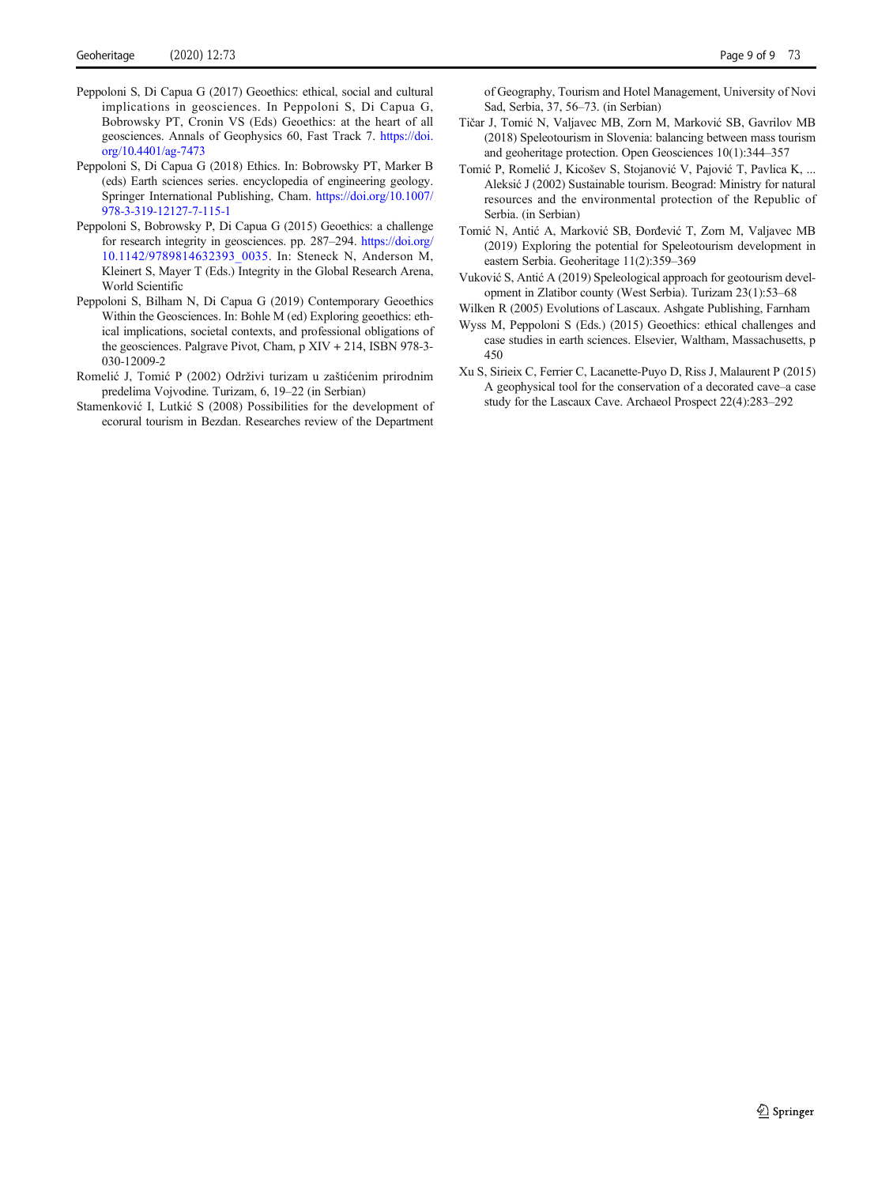Peppoloni S, Di Capua G (2017) Geoethics: ethical, social and cultural implications in geosciences. In Peppoloni S, Di Capua G, Bobrowsky PT, Cronin VS (Eds) Geoethics: at the heart of all geosciences. Annals of Geophysics 60, Fast Track 7. https://doi.org/10.4401/ag-7473

Peppoloni S, Di Capua G (2018) Ethics. In: Bobrowsky PT, Marker B (eds) Earth sciences series. encyclopedia of engineering geology. Springer International Publishing, Cham. https://doi.org/10.1007/978-3-319-12127-7-115-1

Peppoloni S, Bobrowsky P, Di Capua G (2015) Geoethics: a challenge for research integrity in geosciences. pp. 287–294. https://doi.org/10.1142/9789814632393_0035. In: Steneck N, Anderson M, Kleinert S, Mayer T (Eds.) Integrity in the Global Research Arena, World Scientific

Peppoloni S, Bilham N, Di Capua G (2019) Contemporary Geoethics Within the Geosciences. In: Bohle M (ed) Exploring geoethics: ethical implications, societal contexts, and professional obligations of the geosciences. Palgrave Pivot, Cham, p XIV + 214, ISBN 978-3-030-12009-2

Romelić J, Tomić P (2002) Održivi turizam u zaštićenim prirodnim predelima Vojvodine. Turizam, 6, 19–22 (in Serbian)

Stamenković I, Lutkić S (2008) Possibilities for the development of ecorural tourism in Bezdan. Researches review of the Department of Geography, Tourism and Hotel Management, University of Novi Sad, Serbia, 37, 56–73. (in Serbian)

Tičar J, Tomić N, Valjavec MB, Zorn M, Marković SB, Gavrilov MB (2018) Speleotourism in Slovenia: balancing between mass tourism and geoheritage protection. Open Geosciences 10(1):344–357

Tomić P, Romelić J, Kicošev S, Stojanović V, Pajović T, Pavlica K, ... Aleksić J (2002) Sustainable tourism. Beograd: Ministry for natural resources and the environmental protection of the Republic of Serbia. (in Serbian)

Tomić N, Antić A, Marković SB, Đorđević T, Zorn M, Valjavec MB (2019) Exploring the potential for Speleotourism development in eastern Serbia. Geoheritage 11(2):359–369

Vuković S, Antić A (2019) Speleological approach for geotourism development in Zlatibor county (West Serbia). Turizam 23(1):53–68

Wilken R (2005) Evolutions of Lascaux. Ashgate Publishing, Farnham

Wyss M, Peppoloni S (Eds.) (2015) Geoethics: ethical challenges and case studies in earth sciences. Elsevier, Waltham, Massachusetts, p 450

Xu S, Sirieix C, Ferrier C, Lacanette-Puyo D, Riss J, Malaurent P (2015) A geophysical tool for the conservation of a decorated cave–a case study for the Lascaux Cave. Archaeol Prospect 22(4):283–292